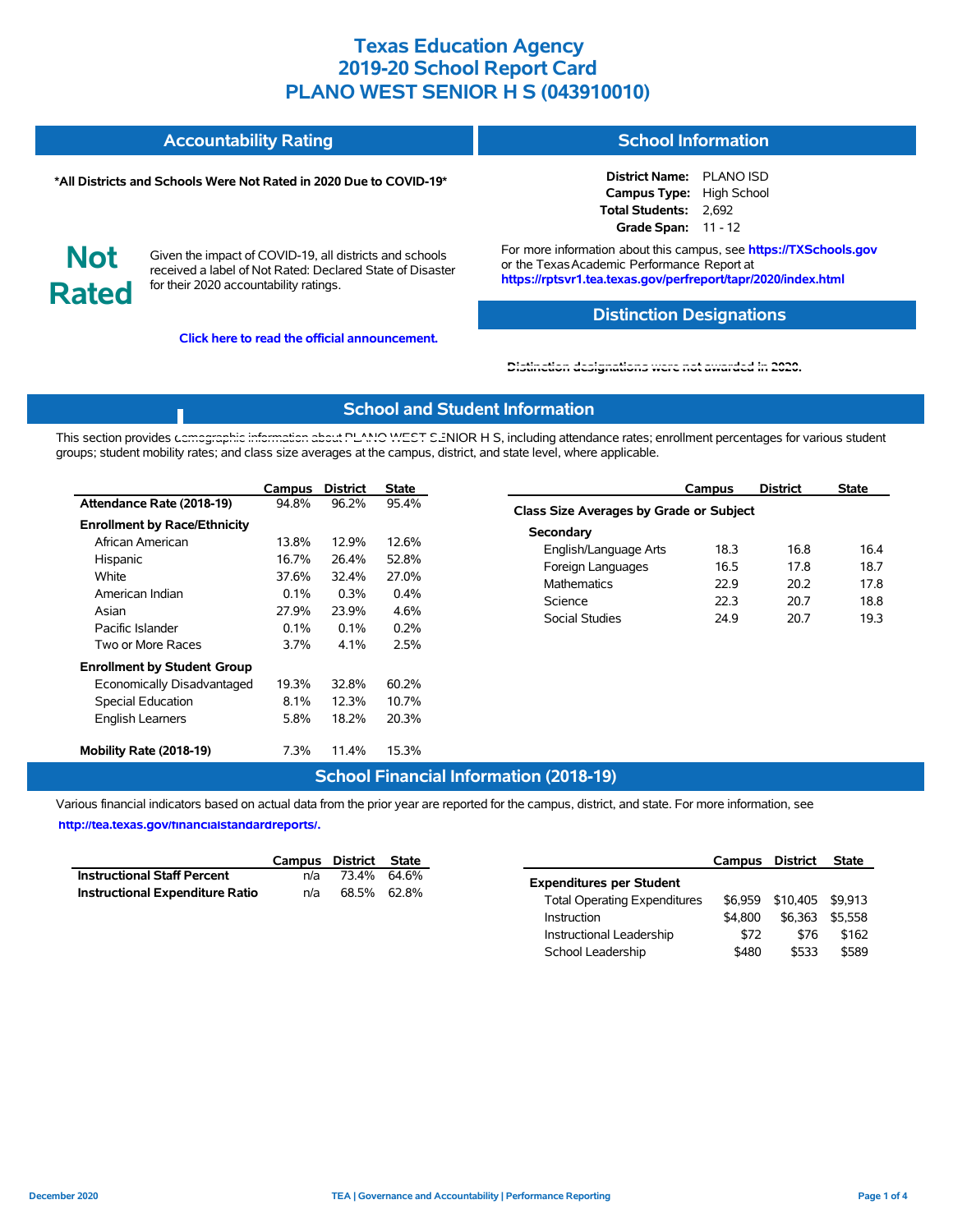# Texas Education Agency
# 2019-20 School Report Card
# PLANO WEST SENIOR H S (043910010)

## Accountability Rating

**\*All Districts and Schools Were Not Rated in 2020 Due to COVID-19\***

**Not Rated**

Given the impact of COVID-19, all districts and schools received a label of Not Rated: Declared State of Disaster for their 2020 accountability ratings.

**Click here to read the official announcement.**

## School Information

**District Name:** PLANO ISD
**Campus Type:** High School
**Total Students:** 2,692
**Grade Span:** 11 - 12

For more information about this campus, see **https://TXSchools.gov** or the Texas Academic Performance Report at **https://rptsvr1.tea.texas.gov/perfreport/tapr/2020/index.html**

## Distinction Designations

Distinction designations were not awarded in 2020.

## School and Student Information

This section provides demographic information about PLANO WEST SENIOR H S, including attendance rates; enrollment percentages for various student groups; student mobility rates; and class size averages at the campus, district, and state level, where applicable.

| | Campus | District | State |
|---|---|---|---|
| **Attendance Rate (2018-19)** | 94.8% | 96.2% | 95.4% |
| **Enrollment by Race/Ethnicity** | | | |
| African American | 13.8% | 12.9% | 12.6% |
| Hispanic | 16.7% | 26.4% | 52.8% |
| White | 37.6% | 32.4% | 27.0% |
| American Indian | 0.1% | 0.3% | 0.4% |
| Asian | 27.9% | 23.9% | 4.6% |
| Pacific Islander | 0.1% | 0.1% | 0.2% |
| Two or More Races | 3.7% | 4.1% | 2.5% |
| **Enrollment by Student Group** | | | |
| Economically Disadvantaged | 19.3% | 32.8% | 60.2% |
| Special Education | 8.1% | 12.3% | 10.7% |
| English Learners | 5.8% | 18.2% | 20.3% |
| **Mobility Rate (2018-19)** | 7.3% | 11.4% | 15.3% |

| | Campus | District | State |
|---|---|---|---|
| **Class Size Averages by Grade or Subject** | | | |
| **Secondary** | | | |
| English/Language Arts | 18.3 | 16.8 | 16.4 |
| Foreign Languages | 16.5 | 17.8 | 18.7 |
| Mathematics | 22.9 | 20.2 | 17.8 |
| Science | 22.3 | 20.7 | 18.8 |
| Social Studies | 24.9 | 20.7 | 19.3 |

## School Financial Information (2018-19)

Various financial indicators based on actual data from the prior year are reported for the campus, district, and state. For more information, see **http://tea.texas.gov/financialstandardreports/.**

| | Campus | District | State |
|---|---|---|---|
| **Instructional Staff Percent** | n/a | 73.4% | 64.6% |
| **Instructional Expenditure Ratio** | n/a | 68.5% | 62.8% |

| | Campus | District | State |
|---|---|---|---|
| **Expenditures per Student** | | | |
| Total Operating Expenditures | $6,959 | $10,405 | $9,913 |
| Instruction | $4,800 | $6,363 | $5,558 |
| Instructional Leadership | $72 | $76 | $162 |
| School Leadership | $480 | $533 | $589 |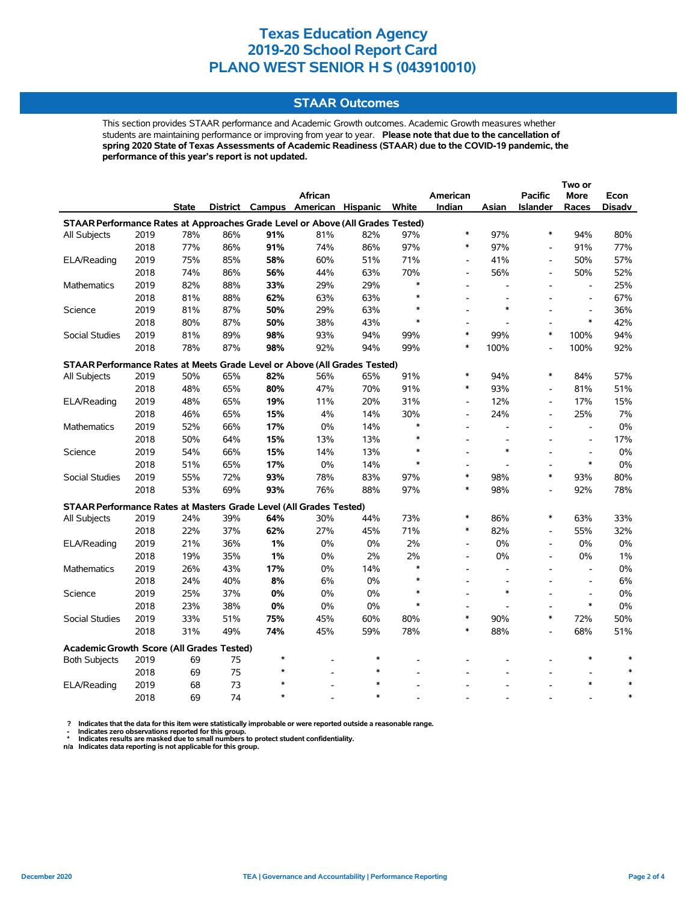# Texas Education Agency
# 2019-20 School Report Card
# PLANO WEST SENIOR H S (043910010)

## STAAR Outcomes

This section provides STAAR performance and Academic Growth outcomes. Academic Growth measures whether students are maintaining performance or improving from year to year. **Please note that due to the cancellation of spring 2020 State of Texas Assessments of Academic Readiness (STAAR) due to the COVID-19 pandemic, the performance of this year's report is not updated.**

| | | State | District | Campus | African American | Hispanic | White | American Indian | Asian | Pacific Islander | Two or More Races | Econ Disadv |
|---|---|---|---|---|---|---|---|---|---|---|---|---|
| **STAAR Performance Rates at Approaches Grade Level or Above (All Grades Tested)** | | | | | | | | | | | | |
| All Subjects | 2019 | 78% | 86% | **91%** | 81% | 82% | 97% | * | 97% | * | 94% | 80% |
| | 2018 | 77% | 86% | **91%** | 74% | 86% | 97% | * | 97% | - | 91% | 77% |
| ELA/Reading | 2019 | 75% | 85% | **58%** | 60% | 51% | 71% | - | 41% | - | 50% | 57% |
| | 2018 | 74% | 86% | **56%** | 44% | 63% | 70% | - | 56% | - | 50% | 52% |
| Mathematics | 2019 | 82% | 88% | **33%** | 29% | 29% | * | - | - | - | - | 25% |
| | 2018 | 81% | 88% | **62%** | 63% | 63% | * | - | - | - | - | 67% |
| Science | 2019 | 81% | 87% | **50%** | 29% | 63% | * | - | * | - | - | 36% |
| | 2018 | 80% | 87% | **50%** | 38% | 43% | * | - | - | - | * | 42% |
| Social Studies | 2019 | 81% | 89% | **98%** | 93% | 94% | 99% | * | 99% | * | 100% | 94% |
| | 2018 | 78% | 87% | **98%** | 92% | 94% | 99% | * | 100% | - | 100% | 92% |
| **STAAR Performance Rates at Meets Grade Level or Above (All Grades Tested)** | | | | | | | | | | | | |
| All Subjects | 2019 | 50% | 65% | **82%** | 56% | 65% | 91% | * | 94% | * | 84% | 57% |
| | 2018 | 48% | 65% | **80%** | 47% | 70% | 91% | * | 93% | - | 81% | 51% |
| ELA/Reading | 2019 | 48% | 65% | **19%** | 11% | 20% | 31% | - | 12% | - | 17% | 15% |
| | 2018 | 46% | 65% | **15%** | 4% | 14% | 30% | - | 24% | - | 25% | 7% |
| Mathematics | 2019 | 52% | 66% | **17%** | 0% | 14% | * | - | - | - | - | 0% |
| | 2018 | 50% | 64% | **15%** | 13% | 13% | * | - | - | - | - | 17% |
| Science | 2019 | 54% | 66% | **15%** | 14% | 13% | * | - | * | - | - | 0% |
| | 2018 | 51% | 65% | **17%** | 0% | 14% | * | - | - | - | * | 0% |
| Social Studies | 2019 | 55% | 72% | **93%** | 78% | 83% | 97% | * | 98% | * | 93% | 80% |
| | 2018 | 53% | 69% | **93%** | 76% | 88% | 97% | * | 98% | - | 92% | 78% |
| **STAAR Performance Rates at Masters Grade Level (All Grades Tested)** | | | | | | | | | | | | |
| All Subjects | 2019 | 24% | 39% | **64%** | 30% | 44% | 73% | * | 86% | * | 63% | 33% |
| | 2018 | 22% | 37% | **62%** | 27% | 45% | 71% | * | 82% | - | 55% | 32% |
| ELA/Reading | 2019 | 21% | 36% | **1%** | 0% | 0% | 2% | - | 0% | - | 0% | 0% |
| | 2018 | 19% | 35% | **1%** | 0% | 2% | 2% | - | 0% | - | 0% | 1% |
| Mathematics | 2019 | 26% | 43% | **17%** | 0% | 14% | * | - | - | - | - | 0% |
| | 2018 | 24% | 40% | **8%** | 6% | 0% | * | - | - | - | - | 6% |
| Science | 2019 | 25% | 37% | **0%** | 0% | 0% | * | - | * | - | - | 0% |
| | 2018 | 23% | 38% | **0%** | 0% | 0% | * | - | - | - | * | 0% |
| Social Studies | 2019 | 33% | 51% | **75%** | 45% | 60% | 80% | * | 90% | * | 72% | 50% |
| | 2018 | 31% | 49% | **74%** | 45% | 59% | 78% | * | 88% | - | 68% | 51% |
| **Academic Growth Score (All Grades Tested)** | | | | | | | | | | | | |
| Both Subjects | 2019 | 69 | 75 | * | - | * | - | - | - | - | * | * |
| | 2018 | 69 | 75 | * | - | * | - | - | - | - | - | * |
| ELA/Reading | 2019 | 68 | 73 | * | - | * | - | - | - | - | * | * |
| | 2018 | 69 | 74 | * | - | * | - | - | - | - | - | * |

**? Indicates that the data for this item were statistically improbable or were reported outside a reasonable range.**
**- Indicates zero observations reported for this group.**
**\* Indicates results are masked due to small numbers to protect student confidentiality.**
**n/a Indicates data reporting is not applicable for this group.**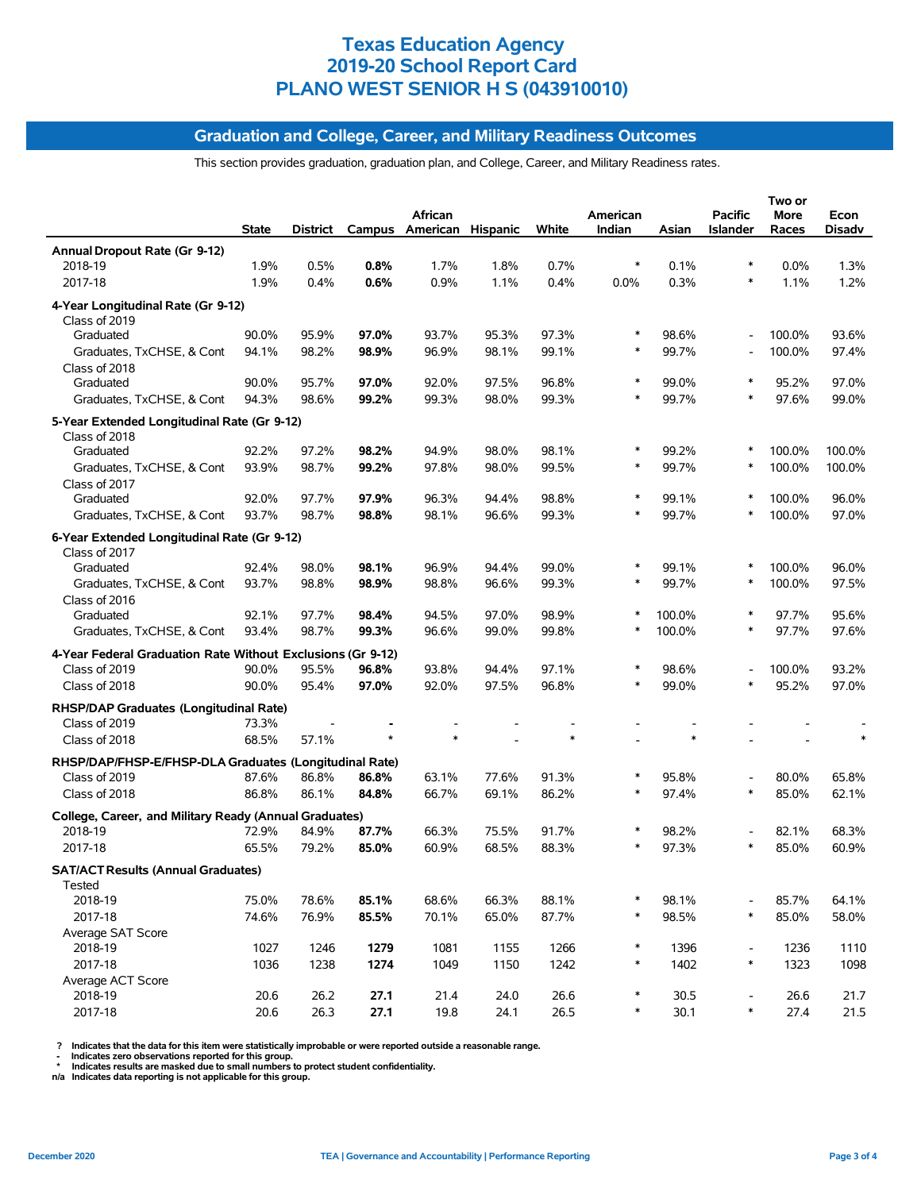# Texas Education Agency
# 2019-20 School Report Card
# PLANO WEST SENIOR H S (043910010)

## Graduation and College, Career, and Military Readiness Outcomes

This section provides graduation, graduation plan, and College, Career, and Military Readiness rates.

| | State | District | Campus | African American | Hispanic | White | American Indian | Asian | Pacific Islander | Two or More Races | Econ Disadv |
|---|---|---|---|---|---|---|---|---|---|---|---|
| **Annual Dropout Rate (Gr 9-12)** | | | | | | | | | | | |
| 2018-19 | 1.9% | 0.5% | **0.8%** | 1.7% | 1.8% | 0.7% | * | 0.1% | * | 0.0% | 1.3% |
| 2017-18 | 1.9% | 0.4% | **0.6%** | 0.9% | 1.1% | 0.4% | 0.0% | 0.3% | * | 1.1% | 1.2% |
| **4-Year Longitudinal Rate (Gr 9-12)** | | | | | | | | | | | |
| Class of 2019 | | | | | | | | | | | |
| Graduated | 90.0% | 95.9% | **97.0%** | 93.7% | 95.3% | 97.3% | * | 98.6% | - | 100.0% | 93.6% |
| Graduates, TxCHSE, & Cont | 94.1% | 98.2% | **98.9%** | 96.9% | 98.1% | 99.1% | * | 99.7% | - | 100.0% | 97.4% |
| Class of 2018 | | | | | | | | | | | |
| Graduated | 90.0% | 95.7% | **97.0%** | 92.0% | 97.5% | 96.8% | * | 99.0% | * | 95.2% | 97.0% |
| Graduates, TxCHSE, & Cont | 94.3% | 98.6% | **99.2%** | 99.3% | 98.0% | 99.3% | * | 99.7% | * | 97.6% | 99.0% |
| **5-Year Extended Longitudinal Rate (Gr 9-12)** | | | | | | | | | | | |
| Class of 2018 | | | | | | | | | | | |
| Graduated | 92.2% | 97.2% | **98.2%** | 94.9% | 98.0% | 98.1% | * | 99.2% | * | 100.0% | 100.0% |
| Graduates, TxCHSE, & Cont | 93.9% | 98.7% | **99.2%** | 97.8% | 98.0% | 99.5% | * | 99.7% | * | 100.0% | 100.0% |
| Class of 2017 | | | | | | | | | | | |
| Graduated | 92.0% | 97.7% | **97.9%** | 96.3% | 94.4% | 98.8% | * | 99.1% | * | 100.0% | 96.0% |
| Graduates, TxCHSE, & Cont | 93.7% | 98.7% | **98.8%** | 98.1% | 96.6% | 99.3% | * | 99.7% | * | 100.0% | 97.0% |
| **6-Year Extended Longitudinal Rate (Gr 9-12)** | | | | | | | | | | | |
| Class of 2017 | | | | | | | | | | | |
| Graduated | 92.4% | 98.0% | **98.1%** | 96.9% | 94.4% | 99.0% | * | 99.1% | * | 100.0% | 96.0% |
| Graduates, TxCHSE, & Cont | 93.7% | 98.8% | **98.9%** | 98.8% | 96.6% | 99.3% | * | 99.7% | * | 100.0% | 97.5% |
| Class of 2016 | | | | | | | | | | | |
| Graduated | 92.1% | 97.7% | **98.4%** | 94.5% | 97.0% | 98.9% | * | 100.0% | * | 97.7% | 95.6% |
| Graduates, TxCHSE, & Cont | 93.4% | 98.7% | **99.3%** | 96.6% | 99.0% | 99.8% | * | 100.0% | * | 97.7% | 97.6% |
| **4-Year Federal Graduation Rate Without Exclusions (Gr 9-12)** | | | | | | | | | | | |
| Class of 2019 | 90.0% | 95.5% | **96.8%** | 93.8% | 94.4% | 97.1% | * | 98.6% | - | 100.0% | 93.2% |
| Class of 2018 | 90.0% | 95.4% | **97.0%** | 92.0% | 97.5% | 96.8% | * | 99.0% | * | 95.2% | 97.0% |
| **RHSP/DAP Graduates (Longitudinal Rate)** | | | | | | | | | | | |
| Class of 2019 | 73.3% | - | **-** | - | - | - | - | - | - | - | - |
| Class of 2018 | 68.5% | 57.1% | * | * | - | * | - | * | - | - | * |
| **RHSP/DAP/FHSP-E/FHSP-DLA Graduates (Longitudinal Rate)** | | | | | | | | | | | |
| Class of 2019 | 87.6% | 86.8% | **86.8%** | 63.1% | 77.6% | 91.3% | * | 95.8% | - | 80.0% | 65.8% |
| Class of 2018 | 86.8% | 86.1% | **84.8%** | 66.7% | 69.1% | 86.2% | * | 97.4% | * | 85.0% | 62.1% |
| **College, Career, and Military Ready (Annual Graduates)** | | | | | | | | | | | |
| 2018-19 | 72.9% | 84.9% | **87.7%** | 66.3% | 75.5% | 91.7% | * | 98.2% | - | 82.1% | 68.3% |
| 2017-18 | 65.5% | 79.2% | **85.0%** | 60.9% | 68.5% | 88.3% | * | 97.3% | * | 85.0% | 60.9% |
| **SAT/ACT Results (Annual Graduates)** | | | | | | | | | | | |
| Tested | | | | | | | | | | | |
| 2018-19 | 75.0% | 78.6% | **85.1%** | 68.6% | 66.3% | 88.1% | * | 98.1% | - | 85.7% | 64.1% |
| 2017-18 | 74.6% | 76.9% | **85.5%** | 70.1% | 65.0% | 87.7% | * | 98.5% | * | 85.0% | 58.0% |
| Average SAT Score | | | | | | | | | | | |
| 2018-19 | 1027 | 1246 | **1279** | 1081 | 1155 | 1266 | * | 1396 | - | 1236 | 1110 |
| 2017-18 | 1036 | 1238 | **1274** | 1049 | 1150 | 1242 | * | 1402 | * | 1323 | 1098 |
| Average ACT Score | | | | | | | | | | | |
| 2018-19 | 20.6 | 26.2 | **27.1** | 21.4 | 24.0 | 26.6 | * | 30.5 | - | 26.6 | 21.7 |
| 2017-18 | 20.6 | 26.3 | **27.1** | 19.8 | 24.1 | 26.5 | * | 30.1 | * | 27.4 | 21.5 |

? Indicates that the data for this item were statistically improbable or were reported outside a reasonable range.
- Indicates zero observations reported for this group.
* Indicates results are masked due to small numbers to protect student confidentiality.
n/a Indicates data reporting is not applicable for this group.